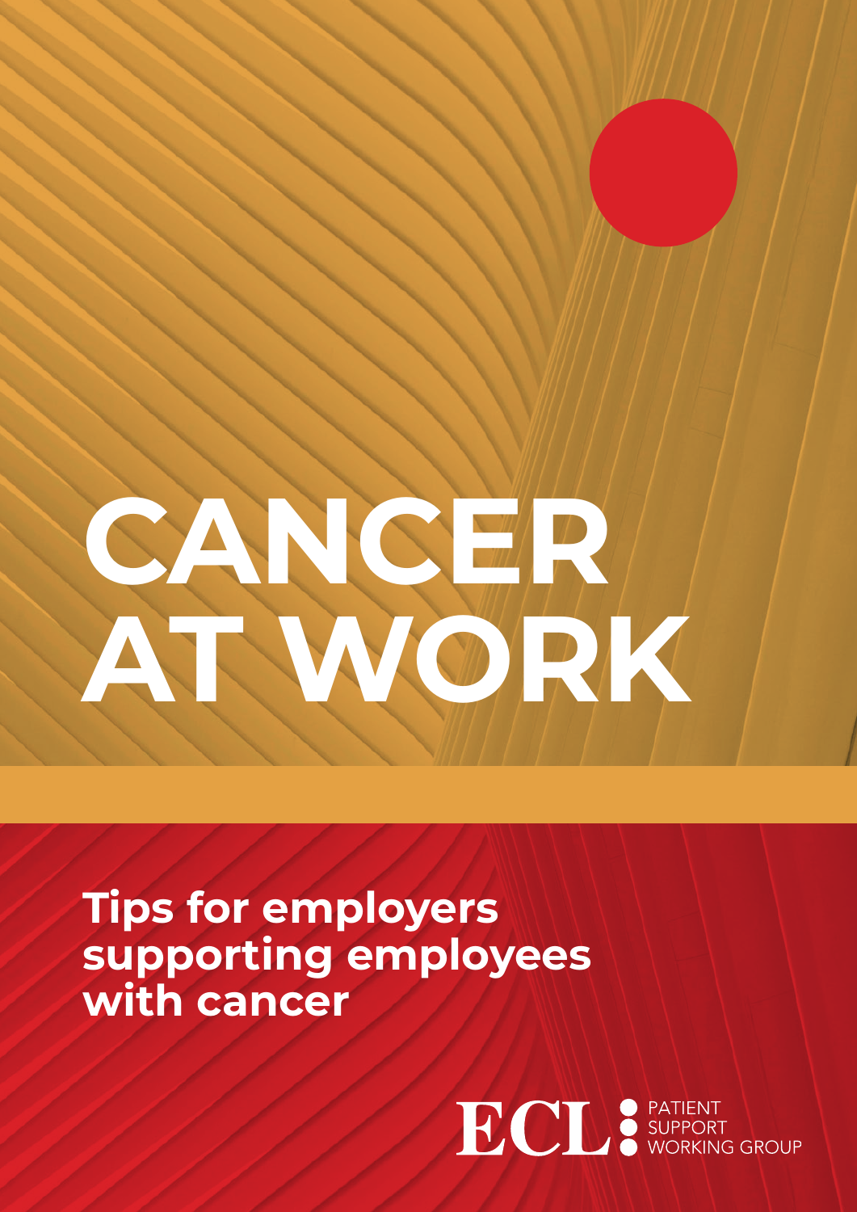# CANCER AT WORK

## Tips for employers supporting employees with cancer

ECL PATIENT SUPPORT WORKING GROUP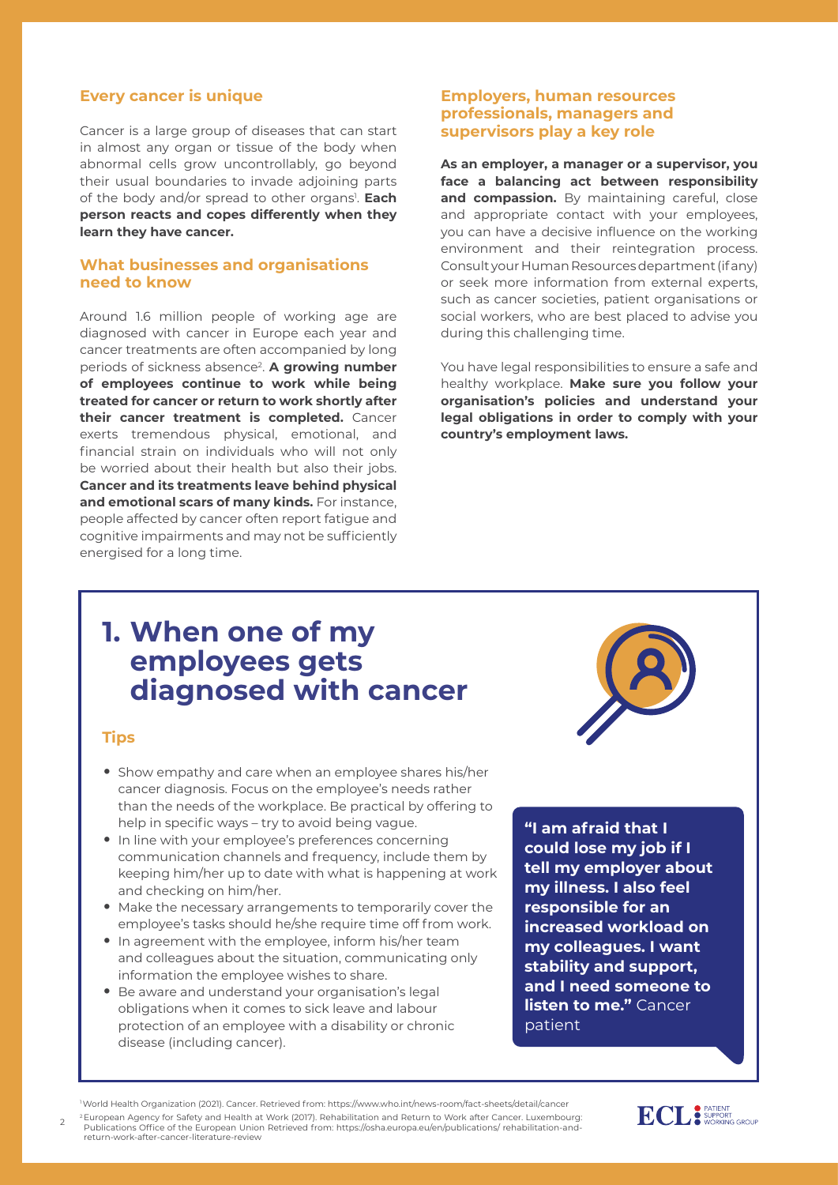## Every cancer is unique

Cancer is a large group of diseases that can start in almost any organ or tissue of the body when abnormal cells grow uncontrollably, go beyond their usual boundaries to invade adjoining parts of the body and/or spread to other organs[1]. **Each person reacts and copes differently when they learn they have cancer.**

## What businesses and organisations need to know

Around 1.6 million people of working age are diagnosed with cancer in Europe each year and cancer treatments are often accompanied by long periods of sickness absence[2]. **A growing number of employees continue to work while being treated for cancer or return to work shortly after their cancer treatment is completed.** Cancer exerts tremendous physical, emotional, and financial strain on individuals who will not only be worried about their health but also their jobs. **Cancer and its treatments leave behind physical and emotional scars of many kinds.** For instance, people affected by cancer often report fatigue and cognitive impairments and may not be sufficiently energised for a long time.

## Employers, human resources professionals, managers and supervisors play a key role

**As an employer, a manager or a supervisor, you face a balancing act between responsibility and compassion.** By maintaining careful, close and appropriate contact with your employees, you can have a decisive influence on the working environment and their reintegration process. Consult your Human Resources department (if any) or seek more information from external experts, such as cancer societies, patient organisations or social workers, who are best placed to advise you during this challenging time.

You have legal responsibilities to ensure a safe and healthy workplace. **Make sure you follow your organisation's policies and understand your legal obligations in order to comply with your country's employment laws.**

# 1. When one of my employees gets diagnosed with cancer

### Tips

- Show empathy and care when an employee shares his/her cancer diagnosis. Focus on the employee's needs rather than the needs of the workplace. Be practical by offering to help in specific ways – try to avoid being vague.
- In line with your employee's preferences concerning communication channels and frequency, include them by keeping him/her up to date with what is happening at work and checking on him/her.
- Make the necessary arrangements to temporarily cover the employee's tasks should he/she require time off from work.
- In agreement with the employee, inform his/her team and colleagues about the situation, communicating only information the employee wishes to share.
- Be aware and understand your organisation's legal obligations when it comes to sick leave and labour protection of an employee with a disability or chronic disease (including cancer).

**"I am afraid that I could lose my job if I tell my employer about my illness. I also feel responsible for an increased workload on my colleagues. I want stability and support, and I need someone to listen to me."** Cancer patient

[1] World Health Organization (2021). Cancer. Retrieved from: https://www.who.int/news-room/fact-sheets/detail/cancer

[2] European Agency for Safety and Health at Work (2017). Rehabilitation and Return to Work after Cancer. Luxembourg: Publications Office of the European Union Retrieved from: https://osha.europa.eu/en/publications/ rehabilitation-and-return-work-after-cancer-literature-review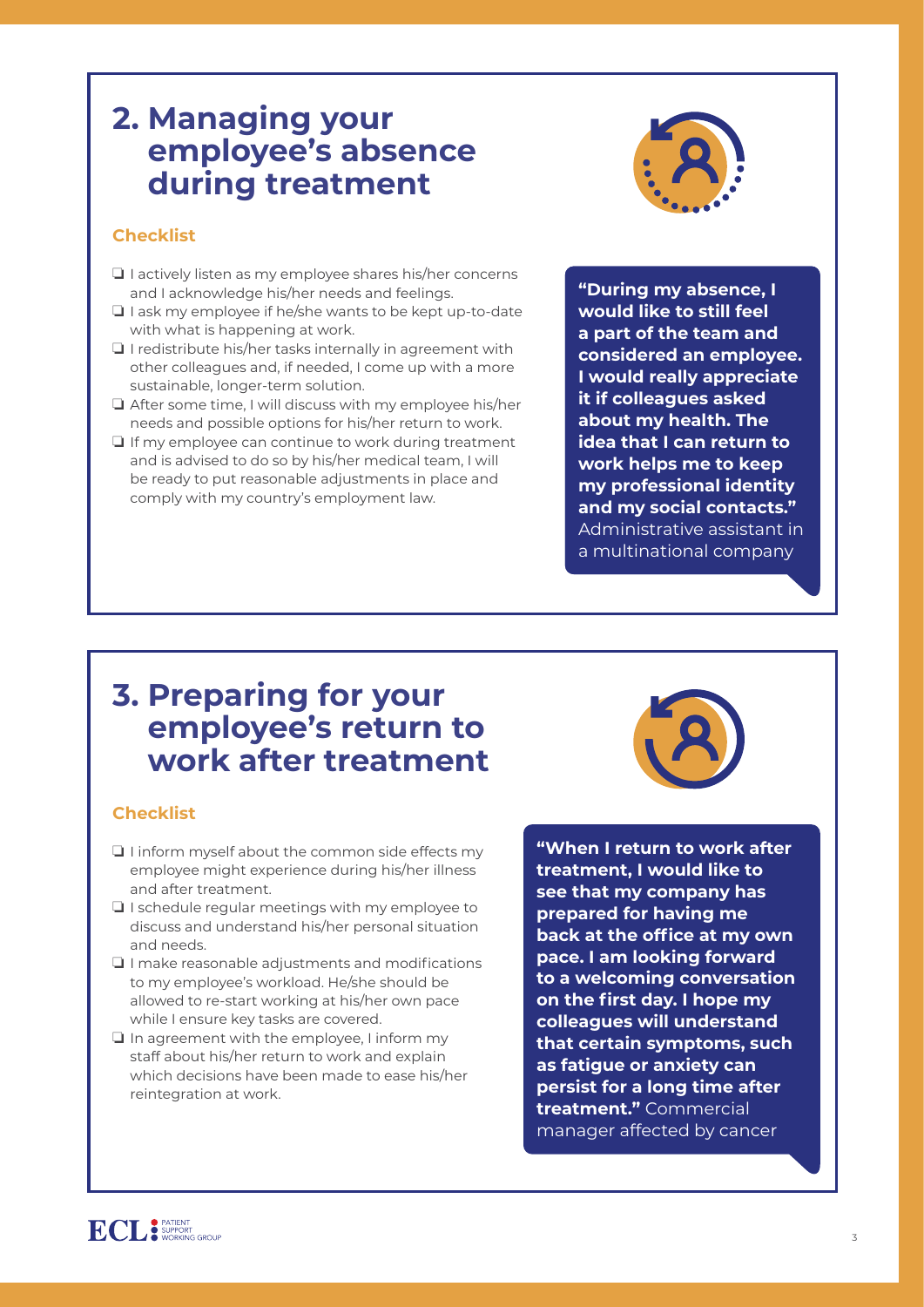## 2. Managing your employee's absence during treatment

### Checklist

- ❑ I actively listen as my employee shares his/her concerns and I acknowledge his/her needs and feelings.
- ❑ I ask my employee if he/she wants to be kept up-to-date with what is happening at work.
- ❑ I redistribute his/her tasks internally in agreement with other colleagues and, if needed, I come up with a more sustainable, longer-term solution.
- ❑ After some time, I will discuss with my employee his/her needs and possible options for his/her return to work.
- ❑ If my employee can continue to work during treatment and is advised to do so by his/her medical team, I will be ready to put reasonable adjustments in place and comply with my country's employment law.

**"During my absence, I would like to still feel a part of the team and considered an employee. I would really appreciate it if colleagues asked about my health. The idea that I can return to work helps me to keep my professional identity and my social contacts."** Administrative assistant in a multinational company

## 3. Preparing for your employee's return to work after treatment

### Checklist

- ❑ I inform myself about the common side effects my employee might experience during his/her illness and after treatment.
- ❑ I schedule regular meetings with my employee to discuss and understand his/her personal situation and needs.
- ❑ I make reasonable adjustments and modifications to my employee's workload. He/she should be allowed to re-start working at his/her own pace while I ensure key tasks are covered.
- ❑ In agreement with the employee, I inform my staff about his/her return to work and explain which decisions have been made to ease his/her reintegration at work.

**"When I return to work after treatment, I would like to see that my company has prepared for having me back at the office at my own pace. I am looking forward to a welcoming conversation on the first day. I hope my colleagues will understand that certain symptoms, such as fatigue or anxiety can persist for a long time after treatment."** Commercial manager affected by cancer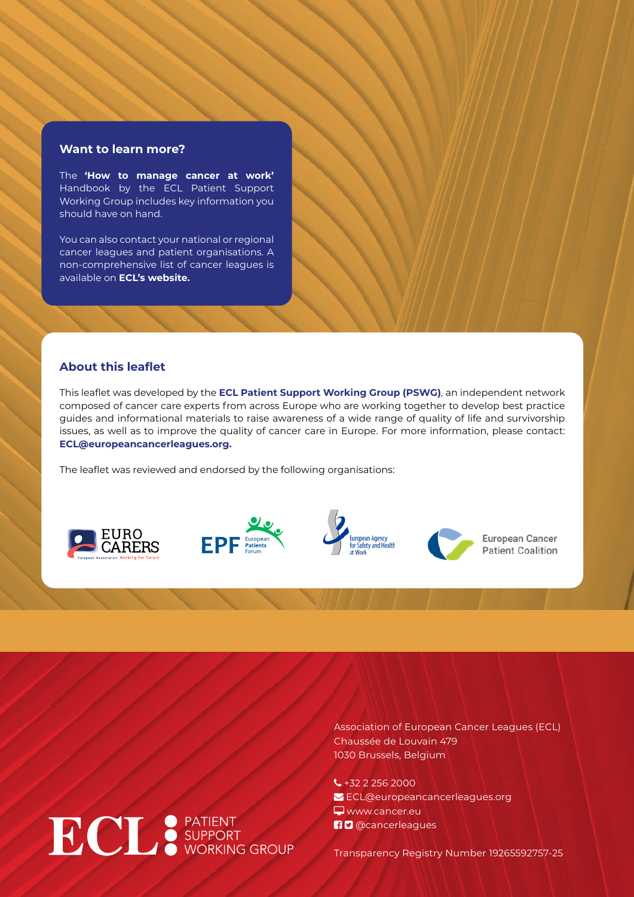## Want to learn more?

The **'How to manage cancer at work'** Handbook by the ECL Patient Support Working Group includes key information you should have on hand.

You can also contact your national or regional cancer leagues and patient organisations. A non-comprehensive list of cancer leagues is available on **ECL's website.**

## About this leaflet

This leaflet was developed by the **ECL Patient Support Working Group (PSWG)**, an independent network composed of cancer care experts from across Europe who are working together to develop best practice guides and informational materials to raise awareness of a wide range of quality of life and survivorship issues, as well as to improve the quality of cancer care in Europe. For more information, please contact: **ECL@europeancancerleagues.org.**

The leaflet was reviewed and endorsed by the following organisations:

EURO CARERS – European Association Working for Carers

EPF – European Patients Forum

European Agency for Safety and Health at Work

European Cancer Patient Coalition

ECL PATIENT SUPPORT WORKING GROUP

Association of European Cancer Leagues (ECL)
Chaussée de Louvain 479
1030 Brussels, Belgium

+32 2 256 2000
ECL@europeancancerleagues.org
www.cancer.eu
@cancerleagues

Transparency Registry Number 19265592757-25